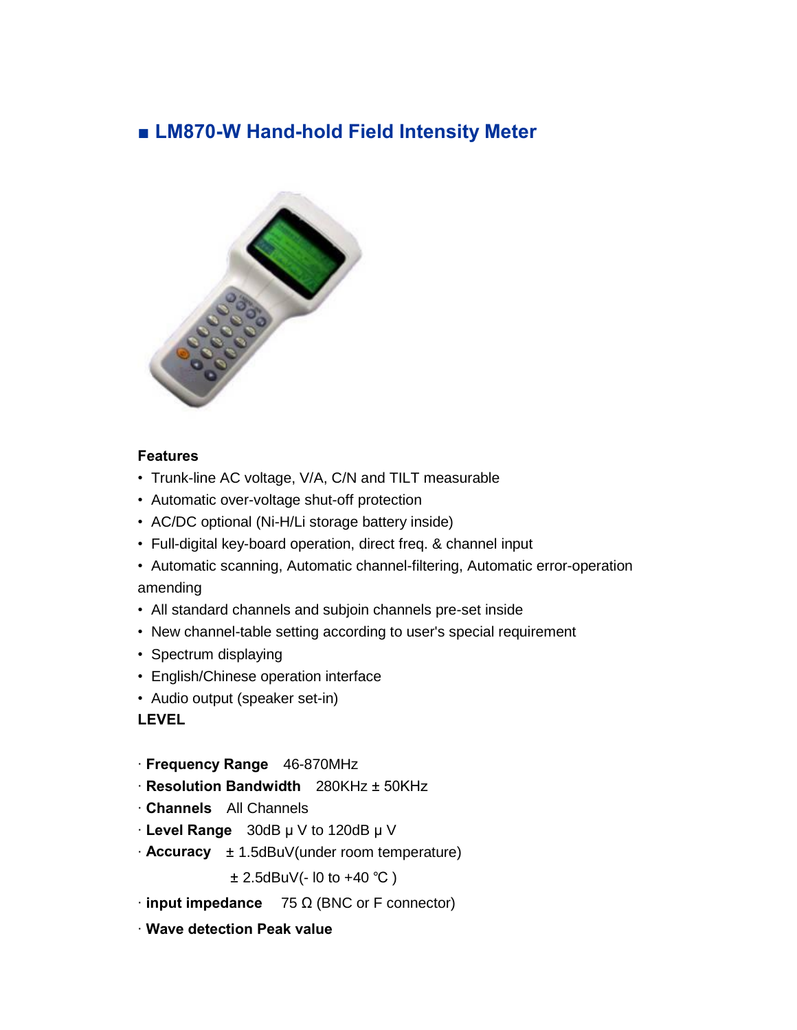## ■ LM870-W Hand-hold Field Intensity Meter

**Features**

- Trunk-line AC voltage, V/A, C/N and TILT measurable
- Automatic over-voltage shut-off protection
- AC/DC optional (Ni-H/Li storage battery inside)
- Full-digital key-board operation, direct freq. & channel input
- Automatic scanning, Automatic channel-filtering, Automatic error-operation amending
- All standard channels and subjoin channels pre-set inside
- New channel-table setting according to user's special requirement
- Spectrum displaying
- English/Chinese operation interface
- Audio output (speaker set-in)

**LEVEL**

· **Frequency Range** 46-870MHz

· **Resolution Bandwidth** 280KHz ± 50KHz

· **Channels** All Channels

· **Level Range** 30dB μ V to 120dB μ V

· **Accuracy** ± 1.5dBuV(under room temperature)

± 2.5dBuV(- l0 to +40 ℃ )

· **input impedance** 75 Ω (BNC or F connector)

· **Wave detection Peak value**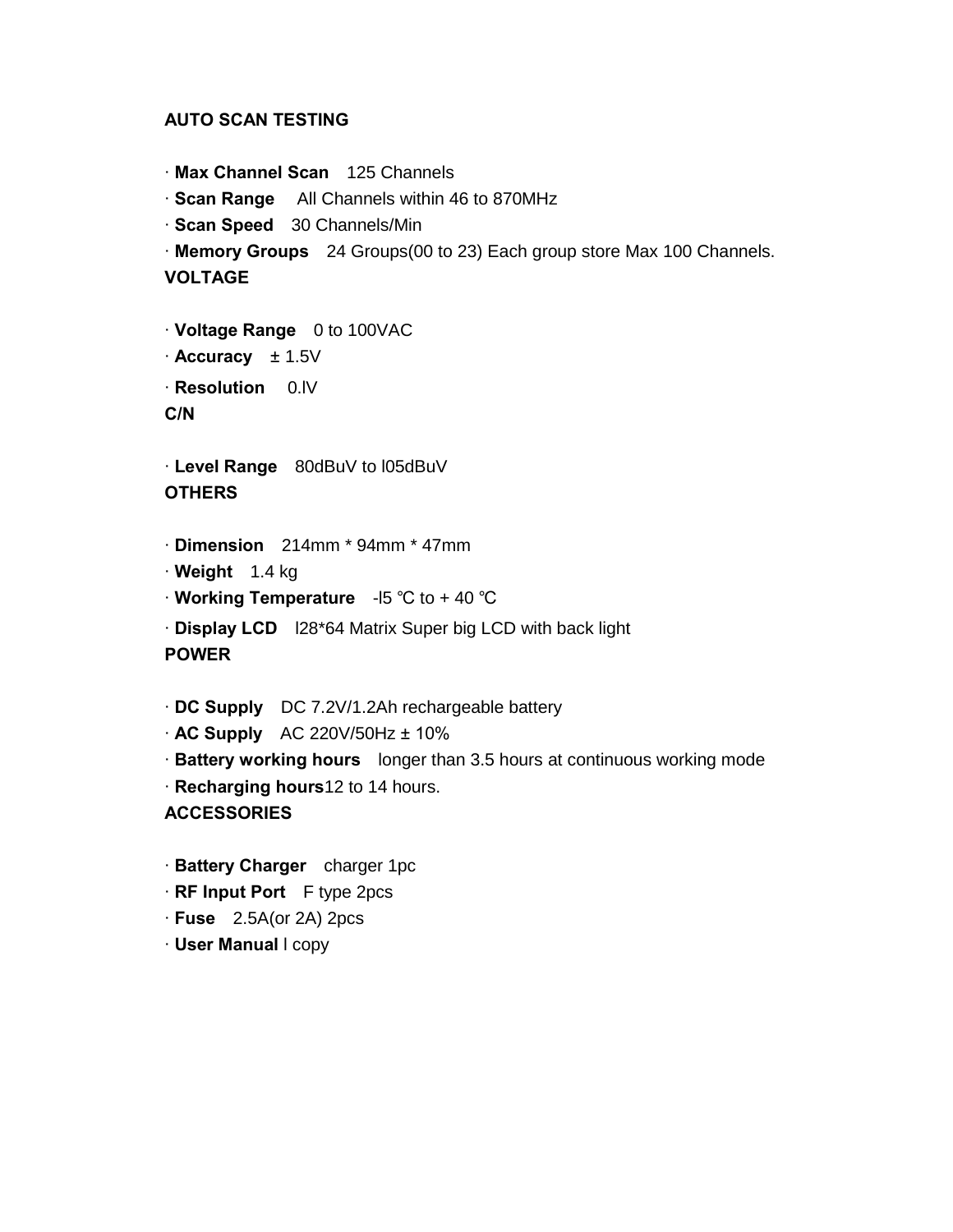**AUTO SCAN TESTING**

· **Max Channel Scan** 125 Channels
· **Scan Range** All Channels within 46 to 870MHz
· **Scan Speed** 30 Channels/Min
· **Memory Groups** 24 Groups(00 to 23) Each group store Max 100 Channels.

**VOLTAGE**

· **Voltage Range** 0 to 100VAC
· **Accuracy** ± 1.5V
· **Resolution** 0.lV

**C/N**

· **Level Range** 80dBuV to l05dBuV

**OTHERS**

· **Dimension** 214mm * 94mm * 47mm
· **Weight** 1.4 kg
· **Working Temperature** -l5 ℃ to + 40 ℃
· **Display LCD** l28*64 Matrix Super big LCD with back light

**POWER**

· **DC Supply** DC 7.2V/1.2Ah rechargeable battery
· **AC Supply** AC 220V/50Hz ± 10%
· **Battery working hours** longer than 3.5 hours at continuous working mode
· **Recharging hours**12 to 14 hours.

**ACCESSORIES**

· **Battery Charger** charger 1pc
· **RF Input Port** F type 2pcs
· **Fuse** 2.5A(or 2A) 2pcs
· **User Manual** l copy